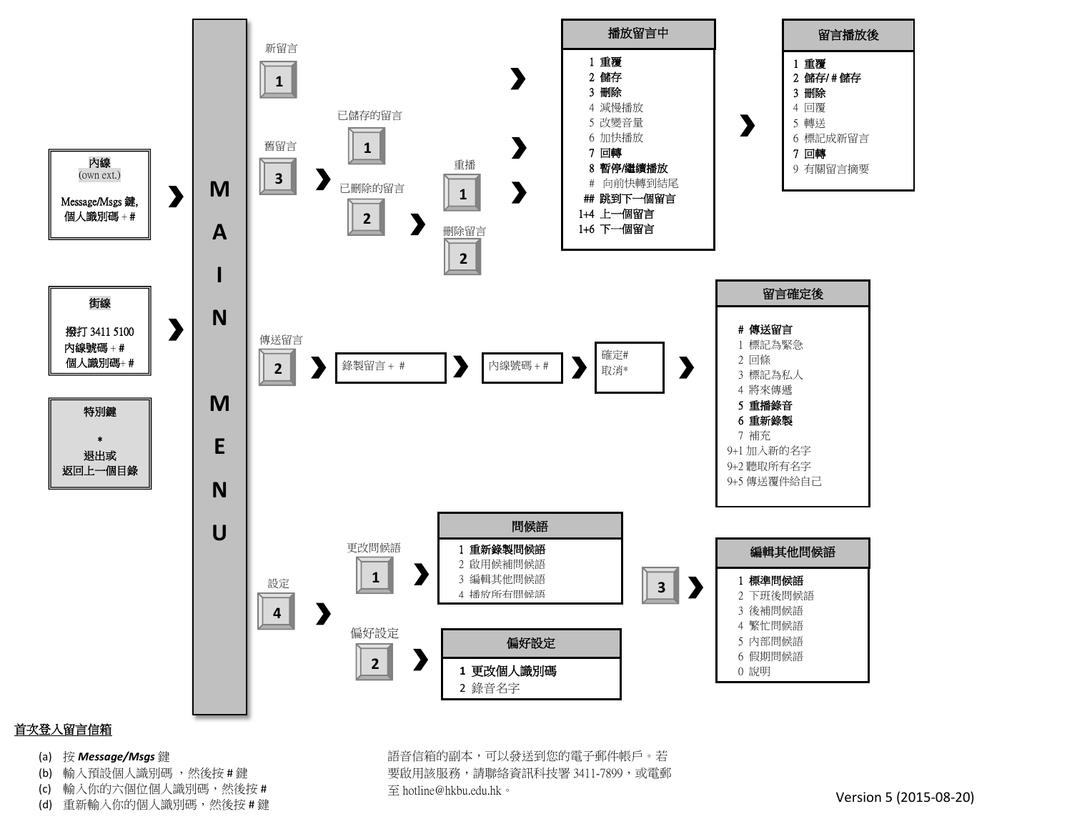## 內線
(own ext.)

Message/Msgs 鍵,
個人識別碼 + #

## 街線

撥打 3411 5100
內線號碼 + #
個人識別碼+ #

## 特別鍵

*
退出或
返回上一個目錄

# MAIN MENU

### 1 新留言 / 3 舊留言

- **1** 新留言 ❯ 播放留言中
- **3** 舊留言 ❯
  - **1** 已儲存的留言 ❯ 播放留言中
  - **2** 已刪除的留言 ❯
    - **1** 重播 ❯ 播放留言中
    - **2** 刪除留言

**播放留言中**

1 **重覆**
2 **儲存**
3 **刪除**
4 減慢播放
5 改變音量
6 加快播放
7 **回轉**
8 **暫停/繼續播放**
\# 向前快轉到結尾
\## **跳到下一個留言**
1+4 **上一個留言**
1+6 **下一個留言**

❯

**留言播放後**

1 **重覆**
2 **儲存/ # 儲存**
3 **刪除**
4 回覆
5 轉送
6 標記成新留言
7 **回轉**
9 有關留言摘要

### 2 傳送留言

**2** 傳送留言 ❯ 錄製留言 + # ❯ 內線號碼 + # ❯ 確定# / 取消* ❯

**留言確定後**

\# **傳送留言**
1 標記為緊急
2 回條
3 標記為私人
4 將來傳遞
5 **重播錄音**
6 **重新錄製**
7 補充
9+1 加入新的名字
9+2 聽取所有名字
9+5 傳送覆件給自己

### 4 設定

- **1** 更改問候語 ❯

**問候語**

1 **重新錄製問候語**
2 啟用候補問候語
3 編輯其他問候語
4 播放所有問候語

**3** ❯

**編輯其他問候語**

1 **標準問候語**
2 下班後問候語
3 後補問候語
4 繁忙問候語
5 內部問候語
6 假期問候語
0 說明

- **2** 偏好設定 ❯

**偏好設定**

1 **更改個人識別碼**
2 錄音名字

## 首次登入留言信箱

(a) 按 ***Message/Msgs*** 鍵
(b) 輸入預設個人識別碼 ，然後按 # 鍵
(c) 輸入你的六個位個人識別碼，然後按 #
(d) 重新輸入你的個人識別碼，然後按 # 鍵

語音信箱的副本，可以發送到您的電子郵件帳戶。若要啟用該服務，請聯絡資訊科技署 3411-7899，或電郵至 hotline@hkbu.edu.hk。

Version 5 (2015-08-20)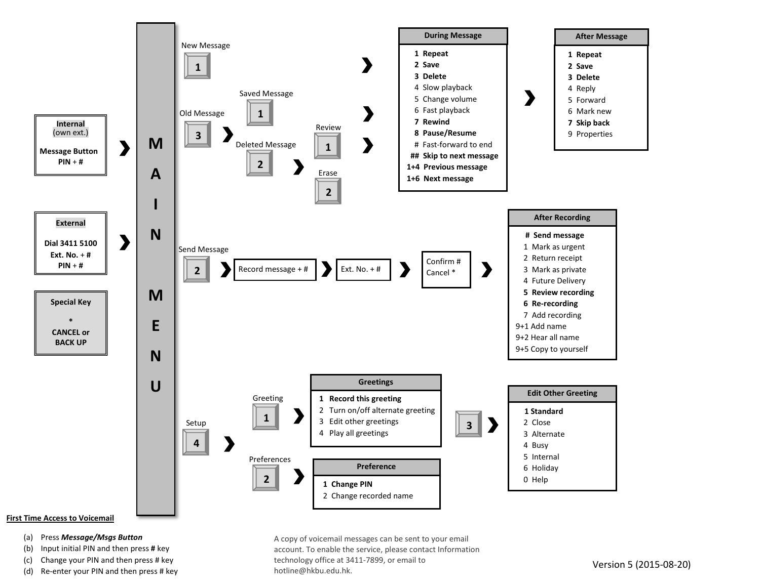**Internal** (own ext.)

Message Button
PIN + #

**External**

Dial 3411 5100
Ext. No. + #
PIN + #

**Special Key**

*
CANCEL or
BACK UP

# MAIN MENU

New Message

1

Old Message

3

Saved Message

1

Deleted Message

2

Review

1

Erase

2

### During Message

- **1 Repeat**
- **2 Save**
- **3 Delete**
- 4 Slow playback
- 5 Change volume
- 6 Fast playback
- **7 Rewind**
- **8 Pause/Resume**
- # Fast-forward to end
- **## Skip to next message**
- **1+4 Previous message**
- **1+6 Next message**

### After Message

- **1 Repeat**
- **2 Save**
- **3 Delete**
- 4 Reply
- 5 Forward
- 6 Mark new
- **7 Skip back**
- 9 Properties

Send Message

2

Record message + #

Ext. No. + #

Confirm #
Cancel *

### After Recording

- **# Send message**
- 1 Mark as urgent
- 2 Return receipt
- 3 Mark as private
- 4 Future Delivery
- **5 Review recording**
- **6 Re-recording**
- 7 Add recording
- 9+1 Add name
- 9+2 Hear all name
- 9+5 Copy to yourself

Setup

4

Greeting

1

### Greetings

- **1 Record this greeting**
- 2 Turn on/off alternate greeting
- 3 Edit other greetings
- 4 Play all greetings

3

### Edit Other Greeting

- **1 Standard**
- 2 Close
- 3 Alternate
- 4 Busy
- 5 Internal
- 6 Holiday
- 0 Help

Preferences

2

### Preference

- **1 Change PIN**
- 2 Change recorded name

**First Time Access to Voicemail**

(a) Press ***Message/Msgs Button***
(b) Input initial PIN and then press **#** key
(c) Change your PIN and then press # key
(d) Re-enter your PIN and then press # key

A copy of voicemail messages can be sent to your email account. To enable the service, please contact Information technology office at 3411-7899, or email to hotline@hkbu.edu.hk.

Version 5 (2015-08-20)